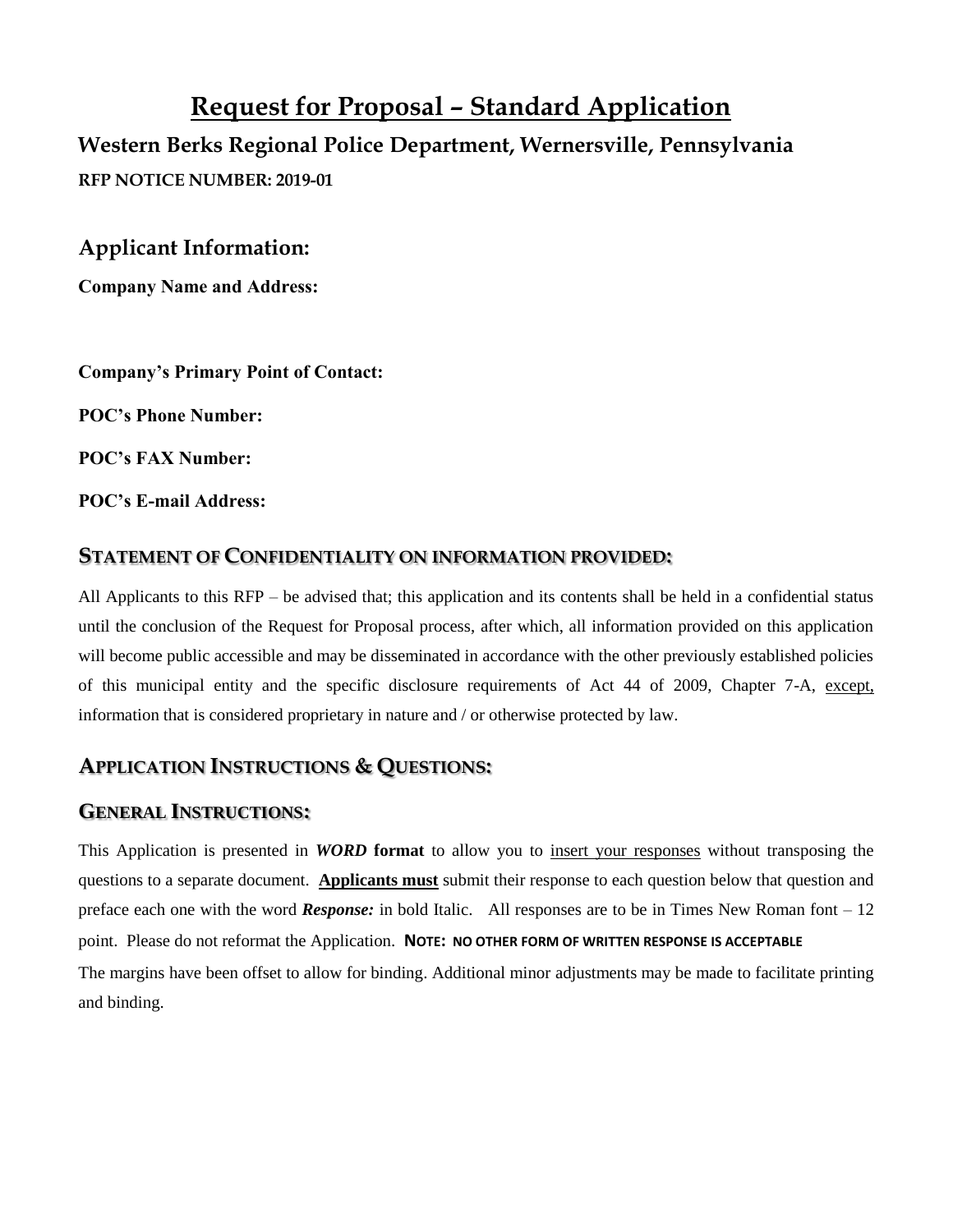# Request for Proposal – Standard Application

## Western Berks Regional Police Department, Wernersville, Pennsylvania

**RFP NOTICE NUMBER: 2019-01**

## Applicant Information:

**Company Name and Address:**

**Company's Primary Point of Contact:**

**POC's Phone Number:**

**POC's FAX Number:**

**POC's E-mail Address:**

## STATEMENT OF CONFIDENTIALITY ON INFORMATION PROVIDED:

All Applicants to this RFP – be advised that; this application and its contents shall be held in a confidential status until the conclusion of the Request for Proposal process, after which, all information provided on this application will become public accessible and may be disseminated in accordance with the other previously established policies of this municipal entity and the specific disclosure requirements of Act 44 of 2009, Chapter 7-A, except, information that is considered proprietary in nature and / or otherwise protected by law.

## APPLICATION INSTRUCTIONS & QUESTIONS:

## GENERAL INSTRUCTIONS:

This Application is presented in ***WORD*** **format** to allow you to insert your responses without transposing the questions to a separate document. **Applicants must** submit their response to each question below that question and preface each one with the word ***Response:*** in bold Italic. All responses are to be in Times New Roman font – 12 point. Please do not reformat the Application. **NOTE: NO OTHER FORM OF WRITTEN RESPONSE IS ACCEPTABLE**

The margins have been offset to allow for binding. Additional minor adjustments may be made to facilitate printing and binding.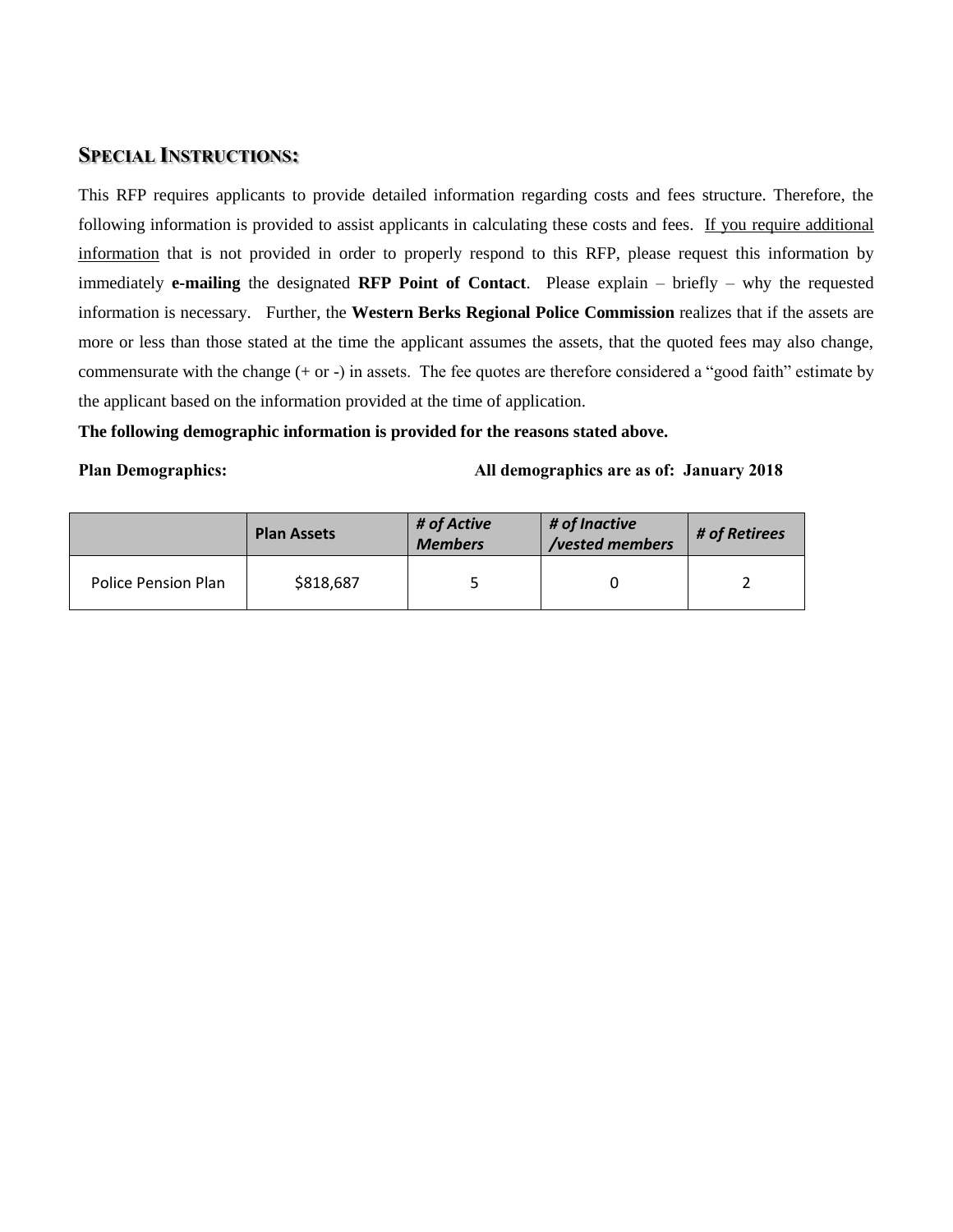## SPECIAL INSTRUCTIONS:

This RFP requires applicants to provide detailed information regarding costs and fees structure. Therefore, the following information is provided to assist applicants in calculating these costs and fees. If you require additional information that is not provided in order to properly respond to this RFP, please request this information by immediately **e-mailing** the designated **RFP Point of Contact**. Please explain – briefly – why the requested information is necessary. Further, the **Western Berks Regional Police Commission** realizes that if the assets are more or less than those stated at the time the applicant assumes the assets, that the quoted fees may also change, commensurate with the change (+ or -) in assets. The fee quotes are therefore considered a "good faith" estimate by the applicant based on the information provided at the time of application.

**The following demographic information is provided for the reasons stated above.**

**Plan Demographics:** **All demographics are as of: January 2018**

| | **Plan Assets** | ***# of Active Members*** | ***# of Inactive /vested members*** | ***# of Retirees*** |
|---|---|---|---|---|
| Police Pension Plan | $818,687 | 5 | 0 | 2 |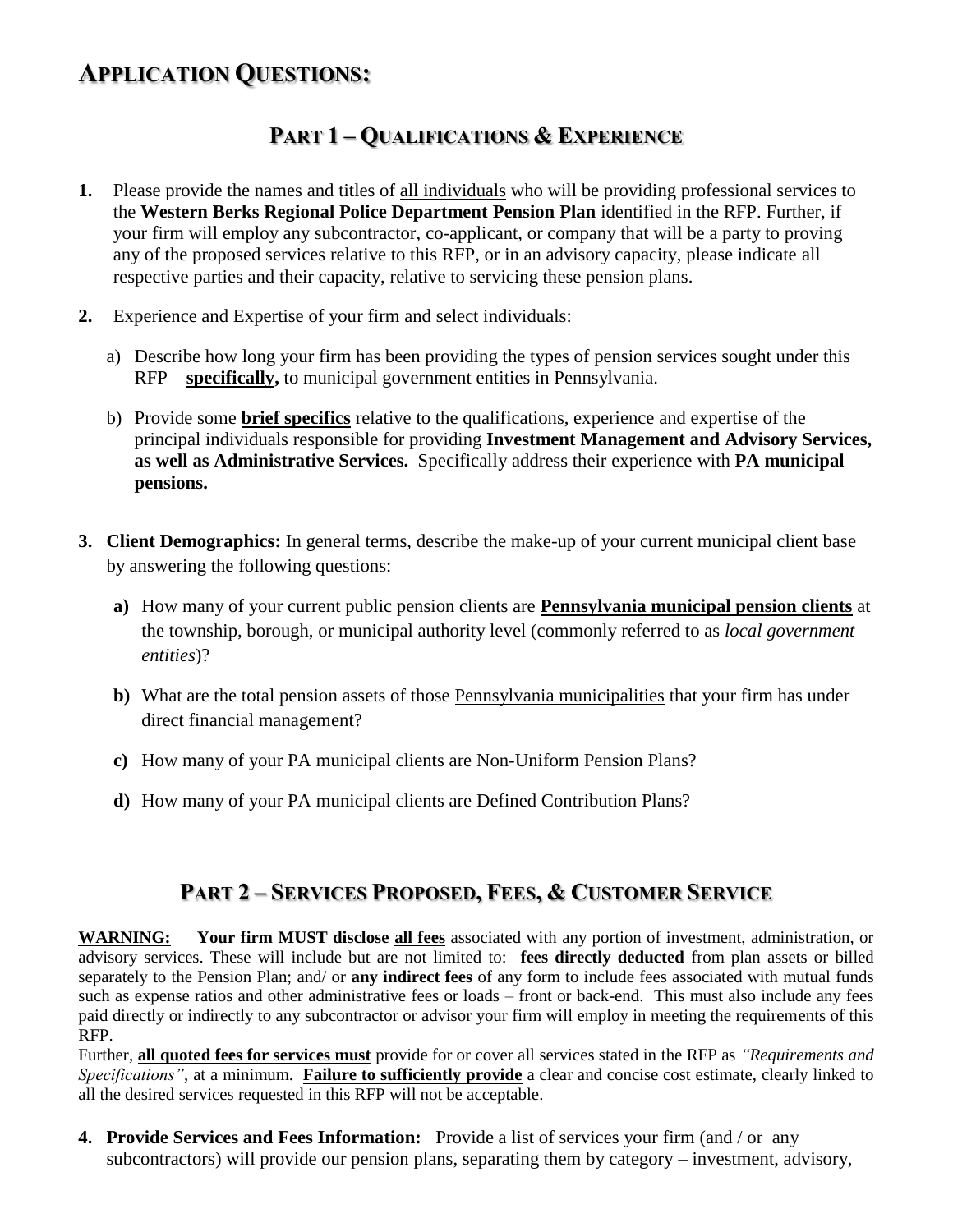# APPLICATION QUESTIONS:

## PART 1 – QUALIFICATIONS & EXPERIENCE

**1.** Please provide the names and titles of all individuals who will be providing professional services to the **Western Berks Regional Police Department Pension Plan** identified in the RFP. Further, if your firm will employ any subcontractor, co-applicant, or company that will be a party to proving any of the proposed services relative to this RFP, or in an advisory capacity, please indicate all respective parties and their capacity, relative to servicing these pension plans.

**2.** Experience and Expertise of your firm and select individuals:

a) Describe how long your firm has been providing the types of pension services sought under this RFP – **specifically,** to municipal government entities in Pennsylvania.

b) Provide some **brief specifics** relative to the qualifications, experience and expertise of the principal individuals responsible for providing **Investment Management and Advisory Services, as well as Administrative Services.** Specifically address their experience with **PA municipal pensions.**

**3. Client Demographics:** In general terms, describe the make-up of your current municipal client base by answering the following questions:

**a)** How many of your current public pension clients are **Pennsylvania municipal pension clients** at the township, borough, or municipal authority level (commonly referred to as *local government entities*)?

**b)** What are the total pension assets of those Pennsylvania municipalities that your firm has under direct financial management?

**c)** How many of your PA municipal clients are Non-Uniform Pension Plans?

**d)** How many of your PA municipal clients are Defined Contribution Plans?

## PART 2 – SERVICES PROPOSED, FEES, & CUSTOMER SERVICE

**WARNING:** **Your firm MUST disclose all fees** associated with any portion of investment, administration, or advisory services. These will include but are not limited to: **fees directly deducted** from plan assets or billed separately to the Pension Plan; and/ or **any indirect fees** of any form to include fees associated with mutual funds such as expense ratios and other administrative fees or loads – front or back-end. This must also include any fees paid directly or indirectly to any subcontractor or advisor your firm will employ in meeting the requirements of this RFP.

Further, **all quoted fees for services must** provide for or cover all services stated in the RFP as *"Requirements and Specifications"*, at a minimum. **Failure to sufficiently provide** a clear and concise cost estimate, clearly linked to all the desired services requested in this RFP will not be acceptable.

**4. Provide Services and Fees Information:** Provide a list of services your firm (and / or any subcontractors) will provide our pension plans, separating them by category – investment, advisory,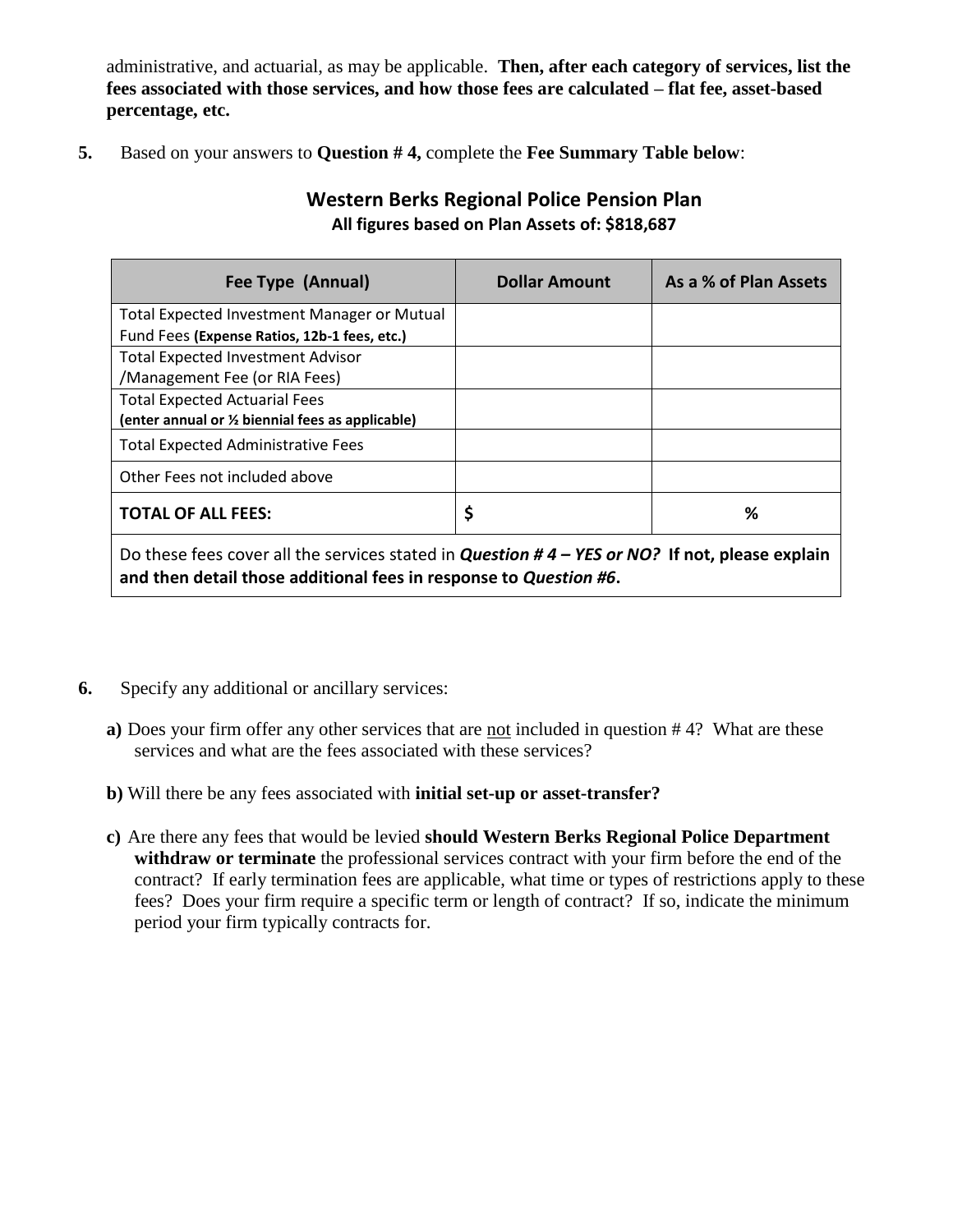administrative, and actuarial, as may be applicable. **Then, after each category of services, list the fees associated with those services, and how those fees are calculated – flat fee, asset-based percentage, etc.**

**5.** Based on your answers to **Question # 4,** complete the **Fee Summary Table below**:

**Western Berks Regional Police Pension Plan**
**All figures based on Plan Assets of: $818,687**

| Fee Type (Annual) | Dollar Amount | As a % of Plan Assets |
|---|---|---|
| Total Expected Investment Manager or Mutual Fund Fees **(Expense Ratios, 12b-1 fees, etc.)** | | |
| Total Expected Investment Advisor /Management Fee (or RIA Fees) | | |
| Total Expected Actuarial Fees **(enter annual or ½ biennial fees as applicable)** | | |
| Total Expected Administrative Fees | | |
| Other Fees not included above | | |
| **TOTAL OF ALL FEES:** | **$** | **%** |
| Do these fees cover all the services stated in ***Question # 4 – YES or NO?*** **If not, please explain and then detail those additional fees in response to *Question #6*.** | | |

**6.** Specify any additional or ancillary services:

**a)** Does your firm offer any other services that are not included in question # 4? What are these services and what are the fees associated with these services?

**b)** Will there be any fees associated with **initial set-up or asset-transfer?**

**c)** Are there any fees that would be levied **should Western Berks Regional Police Department withdraw or terminate** the professional services contract with your firm before the end of the contract? If early termination fees are applicable, what time or types of restrictions apply to these fees? Does your firm require a specific term or length of contract? If so, indicate the minimum period your firm typically contracts for.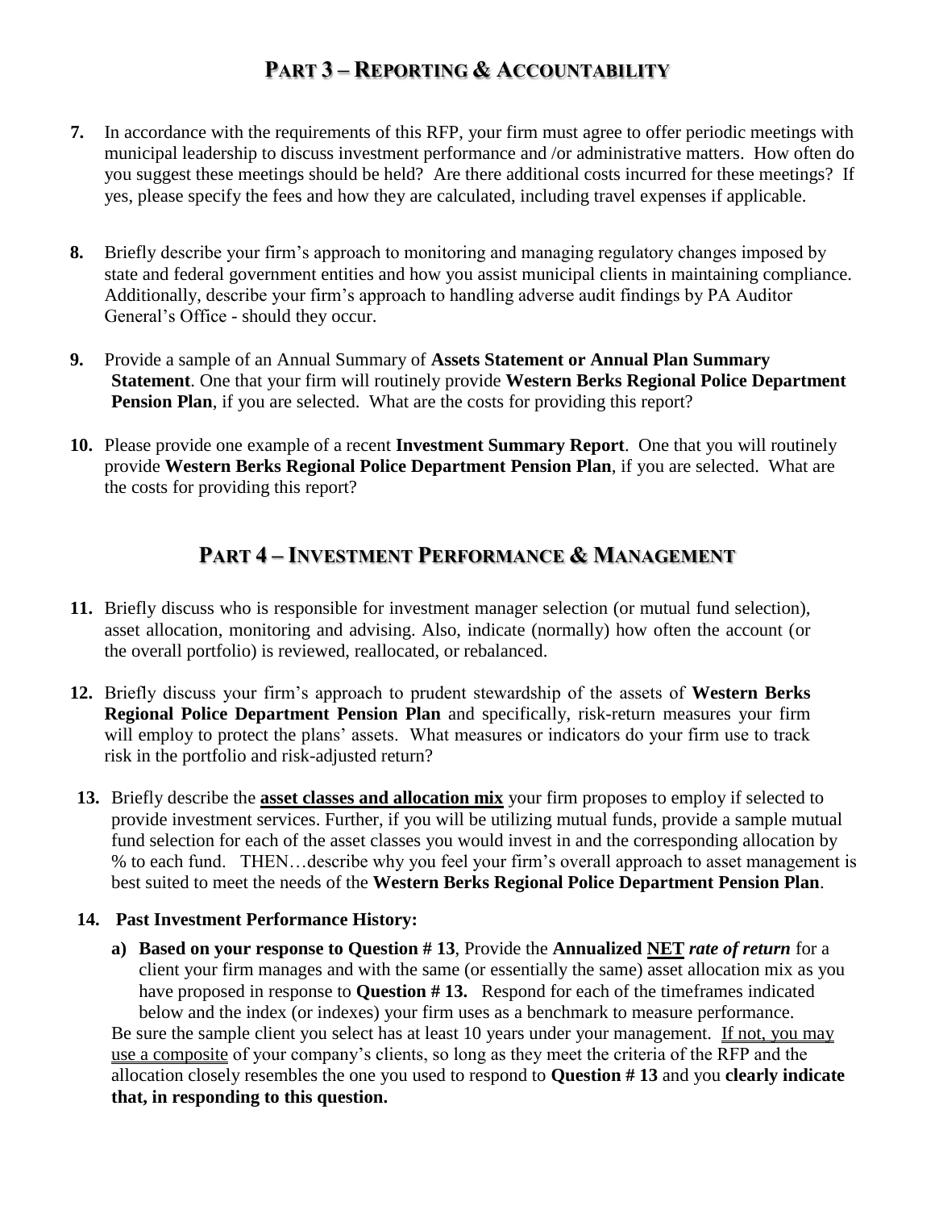## PART 3 – REPORTING & ACCOUNTABILITY

**7.** In accordance with the requirements of this RFP, your firm must agree to offer periodic meetings with municipal leadership to discuss investment performance and /or administrative matters. How often do you suggest these meetings should be held? Are there additional costs incurred for these meetings? If yes, please specify the fees and how they are calculated, including travel expenses if applicable.

**8.** Briefly describe your firm's approach to monitoring and managing regulatory changes imposed by state and federal government entities and how you assist municipal clients in maintaining compliance. Additionally, describe your firm's approach to handling adverse audit findings by PA Auditor General's Office - should they occur.

**9.** Provide a sample of an Annual Summary of **Assets Statement or Annual Plan Summary Statement**. One that your firm will routinely provide **Western Berks Regional Police Department Pension Plan**, if you are selected. What are the costs for providing this report?

**10.** Please provide one example of a recent **Investment Summary Report**. One that you will routinely provide **Western Berks Regional Police Department Pension Plan**, if you are selected. What are the costs for providing this report?

## PART 4 – INVESTMENT PERFORMANCE & MANAGEMENT

**11.** Briefly discuss who is responsible for investment manager selection (or mutual fund selection), asset allocation, monitoring and advising. Also, indicate (normally) how often the account (or the overall portfolio) is reviewed, reallocated, or rebalanced.

**12.** Briefly discuss your firm's approach to prudent stewardship of the assets of **Western Berks Regional Police Department Pension Plan** and specifically, risk-return measures your firm will employ to protect the plans' assets. What measures or indicators do your firm use to track risk in the portfolio and risk-adjusted return?

**13.** Briefly describe the **<u>asset classes and allocation mix</u>** your firm proposes to employ if selected to provide investment services. Further, if you will be utilizing mutual funds, provide a sample mutual fund selection for each of the asset classes you would invest in and the corresponding allocation by % to each fund. THEN…describe why you feel your firm's overall approach to asset management is best suited to meet the needs of the **Western Berks Regional Police Department Pension Plan**.

**14. Past Investment Performance History:**

**a) Based on your response to Question # 13**, Provide the **Annualized <u>NET</u> *rate of return*** for a client your firm manages and with the same (or essentially the same) asset allocation mix as you have proposed in response to **Question # 13.** Respond for each of the timeframes indicated below and the index (or indexes) your firm uses as a benchmark to measure performance.
Be sure the sample client you select has at least 10 years under your management. <u>If not, you may use a composite</u> of your company's clients, so long as they meet the criteria of the RFP and the allocation closely resembles the one you used to respond to **Question # 13** and you **clearly indicate that, in responding to this question.**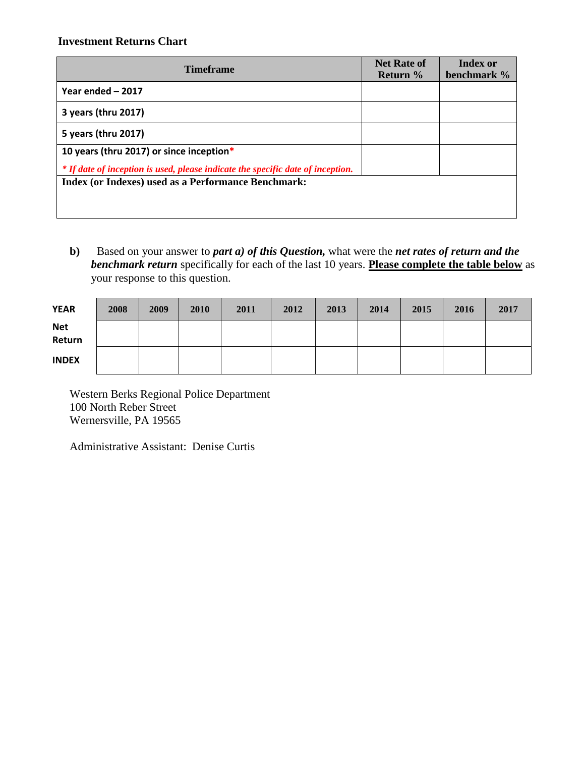**Investment Returns Chart**

| Timeframe | Net Rate of Return % | Index or benchmark % |
|---|---|---|
| **Year ended – 2017** | | |
| **3 years (thru 2017)** | | |
| **5 years (thru 2017)** | | |
| **10 years (thru 2017) or since inception*** <br> ***\* If date of inception is used, please indicate the specific date of inception.*** | | |
| **Index (or Indexes) used as a Performance Benchmark:** | | |

**b)** Based on your answer to ***part a) of this Question,*** what were the ***net rates of return and the benchmark return*** specifically for each of the last 10 years. **Please complete the table below** as your response to this question.

| YEAR | 2008 | 2009 | 2010 | 2011 | 2012 | 2013 | 2014 | 2015 | 2016 | 2017 |
|---|---|---|---|---|---|---|---|---|---|---|
| **Net Return** | | | | | | | | | | |
| **INDEX** | | | | | | | | | | |

Western Berks Regional Police Department
100 North Reber Street
Wernersville, PA 19565

Administrative Assistant: Denise Curtis